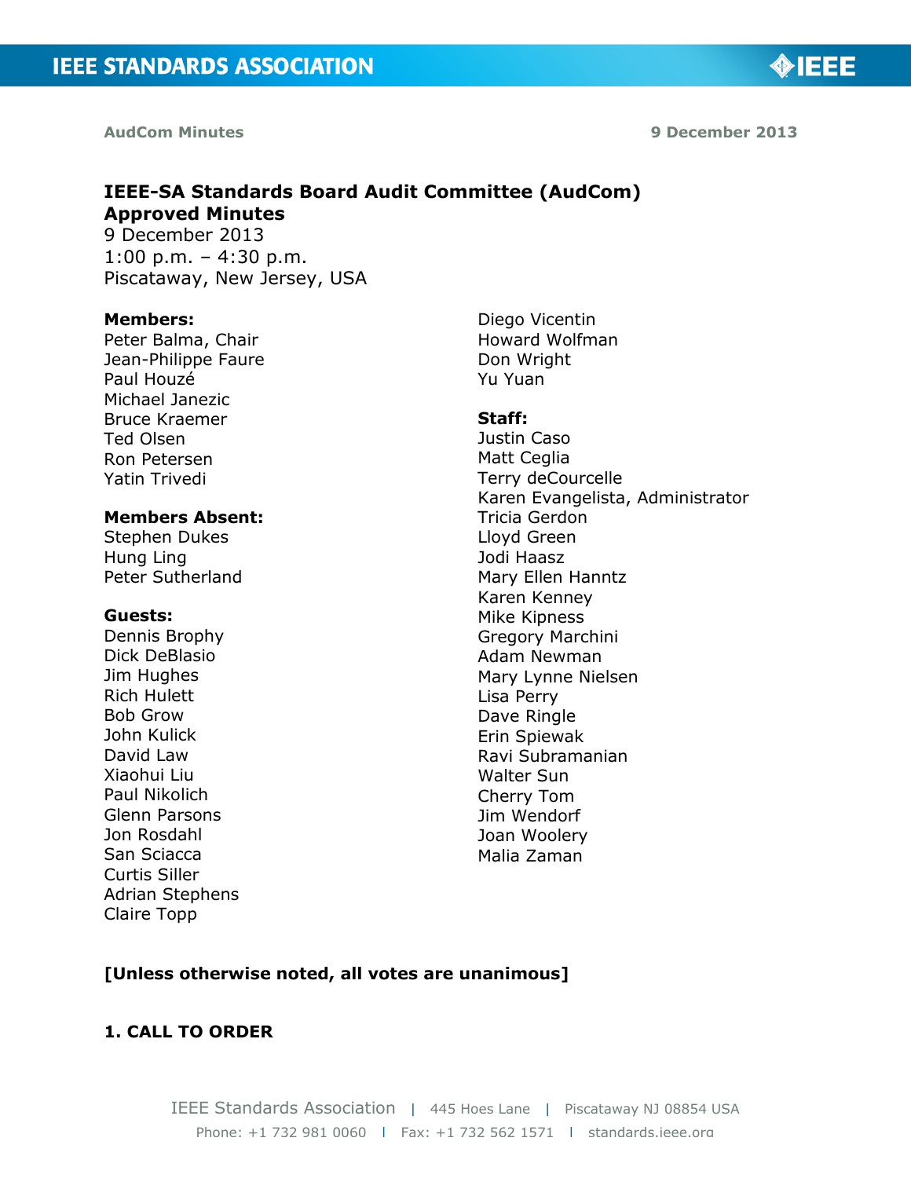# IEEE-SA Standards Board Audit Committee (AudCom)
## Approved Minutes

9 December 2013
1:00 p.m. – 4:30 p.m.
Piscataway, New Jersey, USA

**Members:**
Peter Balma, Chair
Jean-Philippe Faure
Paul Houzé
Michael Janezic
Bruce Kraemer
Ted Olsen
Ron Petersen
Yatin Trivedi
Diego Vicentin
Howard Wolfman
Don Wright
Yu Yuan

**Members Absent:**
Stephen Dukes
Hung Ling
Peter Sutherland

**Guests:**
Dennis Brophy
Dick DeBlasio
Jim Hughes
Rich Hulett
Bob Grow
John Kulick
David Law
Xiaohui Liu
Paul Nikolich
Glenn Parsons
Jon Rosdahl
San Sciacca
Curtis Siller
Adrian Stephens
Claire Topp

**Staff:**
Justin Caso
Matt Ceglia
Terry deCourcelle
Karen Evangelista, Administrator
Tricia Gerdon
Lloyd Green
Jodi Haasz
Mary Ellen Hanntz
Karen Kenney
Mike Kipness
Gregory Marchini
Adam Newman
Mary Lynne Nielsen
Lisa Perry
Dave Ringle
Erin Spiewak
Ravi Subramanian
Walter Sun
Cherry Tom
Jim Wendorf
Joan Woolery
Malia Zaman

**[Unless otherwise noted, all votes are unanimous]**

### 1. CALL TO ORDER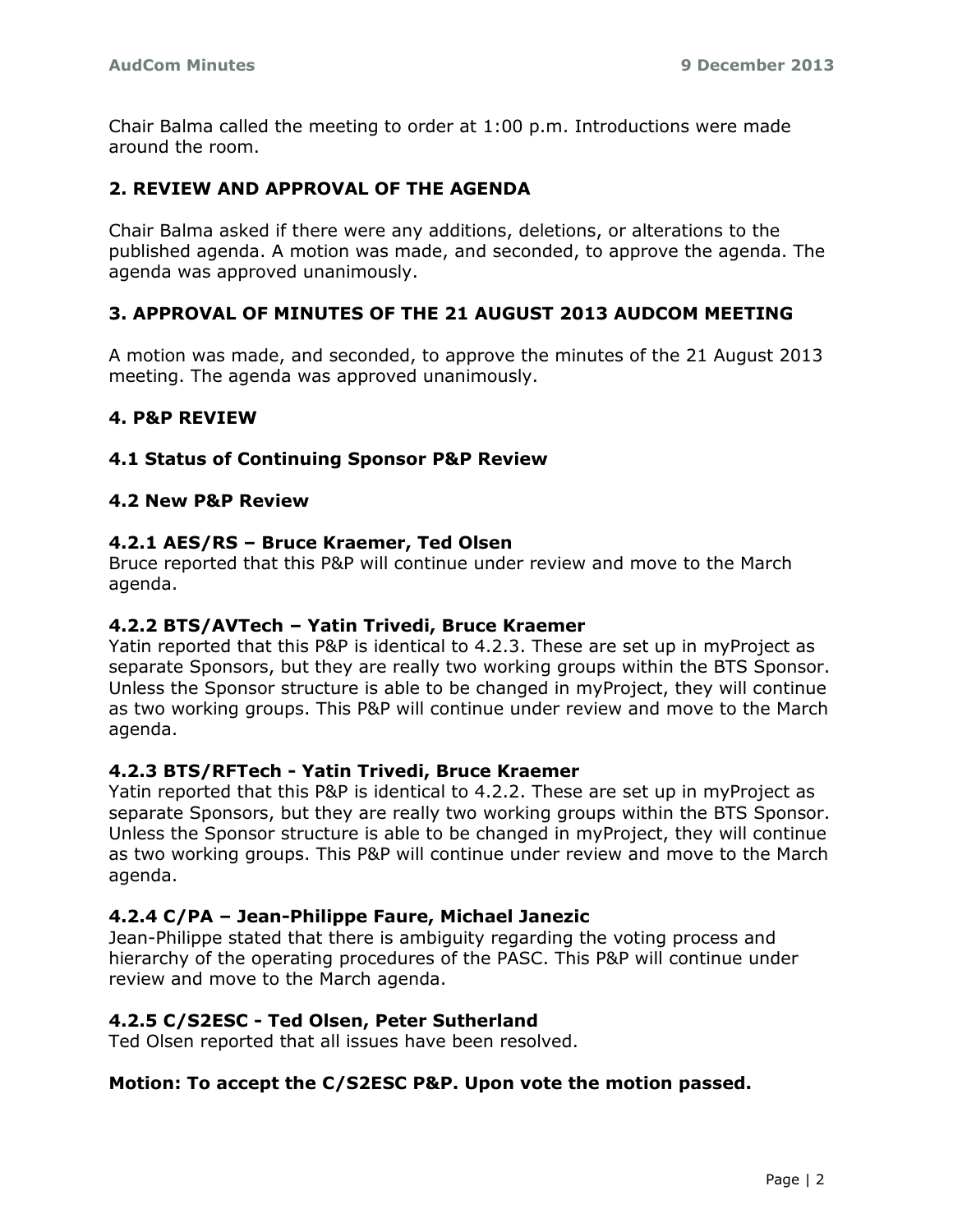Chair Balma called the meeting to order at 1:00 p.m. Introductions were made around the room.

## 2. REVIEW AND APPROVAL OF THE AGENDA

Chair Balma asked if there were any additions, deletions, or alterations to the published agenda. A motion was made, and seconded, to approve the agenda. The agenda was approved unanimously.

## 3. APPROVAL OF MINUTES OF THE 21 AUGUST 2013 AUDCOM MEETING

A motion was made, and seconded, to approve the minutes of the 21 August 2013 meeting. The agenda was approved unanimously.

## 4. P&P REVIEW

### 4.1 Status of Continuing Sponsor P&P Review

### 4.2 New P&P Review

#### 4.2.1 AES/RS – Bruce Kraemer, Ted Olsen

Bruce reported that this P&P will continue under review and move to the March agenda.

#### 4.2.2 BTS/AVTech – Yatin Trivedi, Bruce Kraemer

Yatin reported that this P&P is identical to 4.2.3. These are set up in myProject as separate Sponsors, but they are really two working groups within the BTS Sponsor. Unless the Sponsor structure is able to be changed in myProject, they will continue as two working groups. This P&P will continue under review and move to the March agenda.

#### 4.2.3 BTS/RFTech - Yatin Trivedi, Bruce Kraemer

Yatin reported that this P&P is identical to 4.2.2. These are set up in myProject as separate Sponsors, but they are really two working groups within the BTS Sponsor. Unless the Sponsor structure is able to be changed in myProject, they will continue as two working groups. This P&P will continue under review and move to the March agenda.

#### 4.2.4 C/PA – Jean-Philippe Faure, Michael Janezic

Jean-Philippe stated that there is ambiguity regarding the voting process and hierarchy of the operating procedures of the PASC. This P&P will continue under review and move to the March agenda.

#### 4.2.5 C/S2ESC - Ted Olsen, Peter Sutherland

Ted Olsen reported that all issues have been resolved.

**Motion: To accept the C/S2ESC P&P. Upon vote the motion passed.**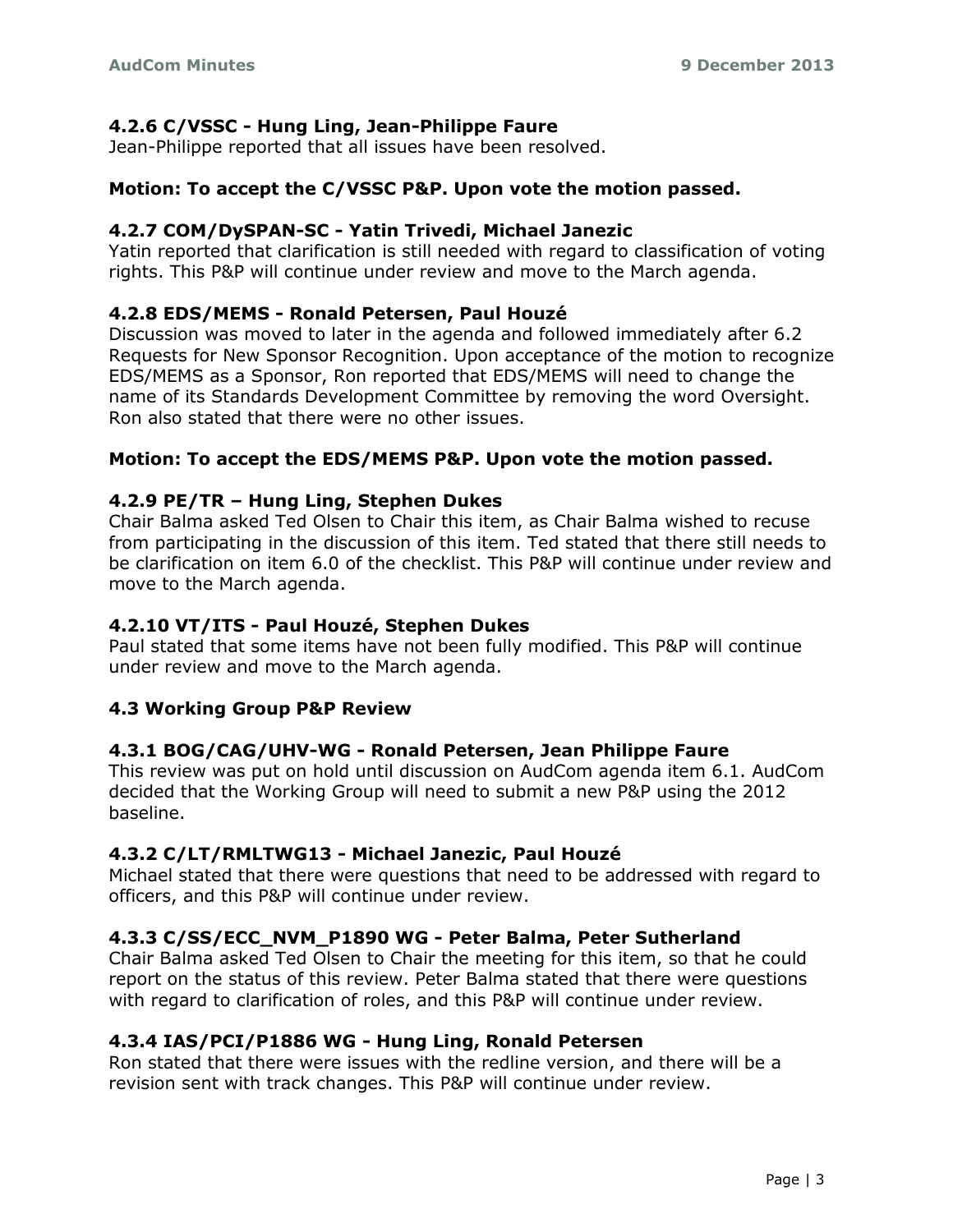### 4.2.6 C/VSSC - Hung Ling, Jean-Philippe Faure

Jean-Philippe reported that all issues have been resolved.

**Motion: To accept the C/VSSC P&P. Upon vote the motion passed.**

### 4.2.7 COM/DySPAN-SC - Yatin Trivedi, Michael Janezic

Yatin reported that clarification is still needed with regard to classification of voting rights. This P&P will continue under review and move to the March agenda.

### 4.2.8 EDS/MEMS - Ronald Petersen, Paul Houzé

Discussion was moved to later in the agenda and followed immediately after 6.2 Requests for New Sponsor Recognition. Upon acceptance of the motion to recognize EDS/MEMS as a Sponsor, Ron reported that EDS/MEMS will need to change the name of its Standards Development Committee by removing the word Oversight. Ron also stated that there were no other issues.

**Motion: To accept the EDS/MEMS P&P. Upon vote the motion passed.**

### 4.2.9 PE/TR – Hung Ling, Stephen Dukes

Chair Balma asked Ted Olsen to Chair this item, as Chair Balma wished to recuse from participating in the discussion of this item. Ted stated that there still needs to be clarification on item 6.0 of the checklist. This P&P will continue under review and move to the March agenda.

### 4.2.10 VT/ITS - Paul Houzé, Stephen Dukes

Paul stated that some items have not been fully modified. This P&P will continue under review and move to the March agenda.

## 4.3 Working Group P&P Review

### 4.3.1 BOG/CAG/UHV-WG - Ronald Petersen, Jean Philippe Faure

This review was put on hold until discussion on AudCom agenda item 6.1. AudCom decided that the Working Group will need to submit a new P&P using the 2012 baseline.

### 4.3.2 C/LT/RMLTWG13 - Michael Janezic, Paul Houzé

Michael stated that there were questions that need to be addressed with regard to officers, and this P&P will continue under review.

### 4.3.3 C/SS/ECC_NVM_P1890 WG - Peter Balma, Peter Sutherland

Chair Balma asked Ted Olsen to Chair the meeting for this item, so that he could report on the status of this review. Peter Balma stated that there were questions with regard to clarification of roles, and this P&P will continue under review.

### 4.3.4 IAS/PCI/P1886 WG - Hung Ling, Ronald Petersen

Ron stated that there were issues with the redline version, and there will be a revision sent with track changes. This P&P will continue under review.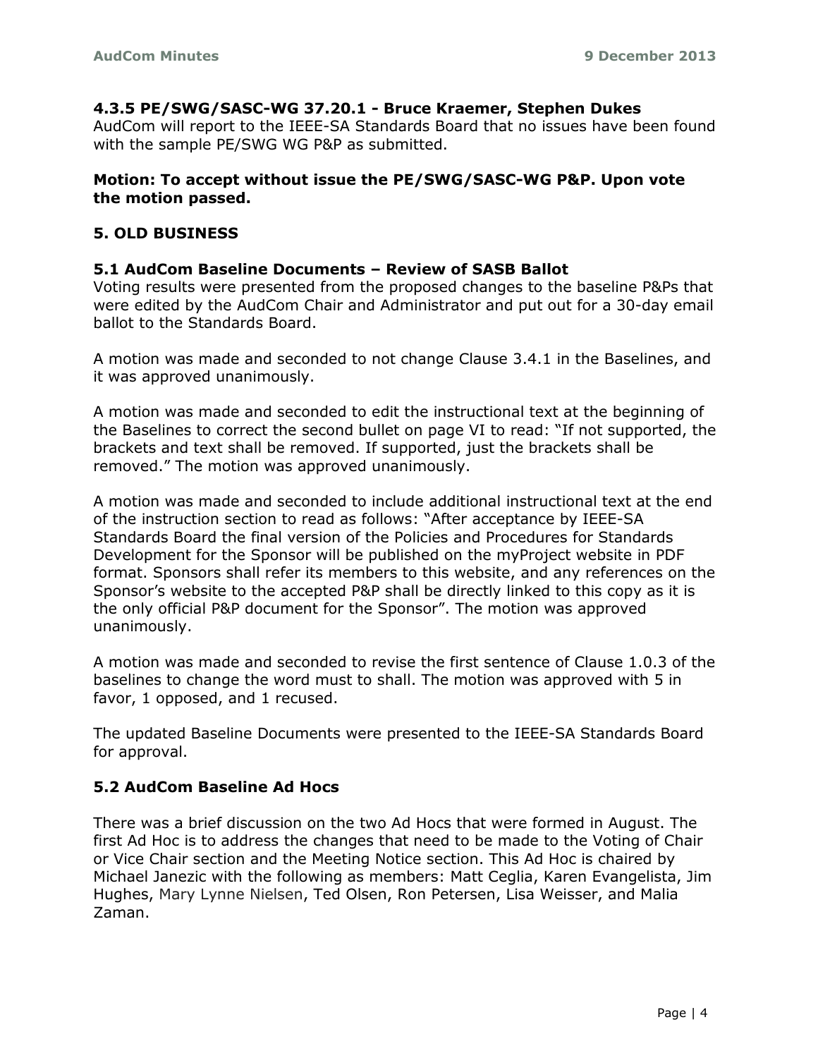#### 4.3.5 PE/SWG/SASC-WG 37.20.1 - Bruce Kraemer, Stephen Dukes

AudCom will report to the IEEE-SA Standards Board that no issues have been found with the sample PE/SWG WG P&P as submitted.

**Motion: To accept without issue the PE/SWG/SASC-WG P&P. Upon vote the motion passed.**

## 5. OLD BUSINESS

### 5.1 AudCom Baseline Documents – Review of SASB Ballot

Voting results were presented from the proposed changes to the baseline P&Ps that were edited by the AudCom Chair and Administrator and put out for a 30-day email ballot to the Standards Board.

A motion was made and seconded to not change Clause 3.4.1 in the Baselines, and it was approved unanimously.

A motion was made and seconded to edit the instructional text at the beginning of the Baselines to correct the second bullet on page VI to read: "If not supported, the brackets and text shall be removed. If supported, just the brackets shall be removed." The motion was approved unanimously.

A motion was made and seconded to include additional instructional text at the end of the instruction section to read as follows: "After acceptance by IEEE-SA Standards Board the final version of the Policies and Procedures for Standards Development for the Sponsor will be published on the myProject website in PDF format. Sponsors shall refer its members to this website, and any references on the Sponsor's website to the accepted P&P shall be directly linked to this copy as it is the only official P&P document for the Sponsor". The motion was approved unanimously.

A motion was made and seconded to revise the first sentence of Clause 1.0.3 of the baselines to change the word must to shall. The motion was approved with 5 in favor, 1 opposed, and 1 recused.

The updated Baseline Documents were presented to the IEEE-SA Standards Board for approval.

### 5.2 AudCom Baseline Ad Hocs

There was a brief discussion on the two Ad Hocs that were formed in August. The first Ad Hoc is to address the changes that need to be made to the Voting of Chair or Vice Chair section and the Meeting Notice section. This Ad Hoc is chaired by Michael Janezic with the following as members: Matt Ceglia, Karen Evangelista, Jim Hughes, Mary Lynne Nielsen, Ted Olsen, Ron Petersen, Lisa Weisser, and Malia Zaman.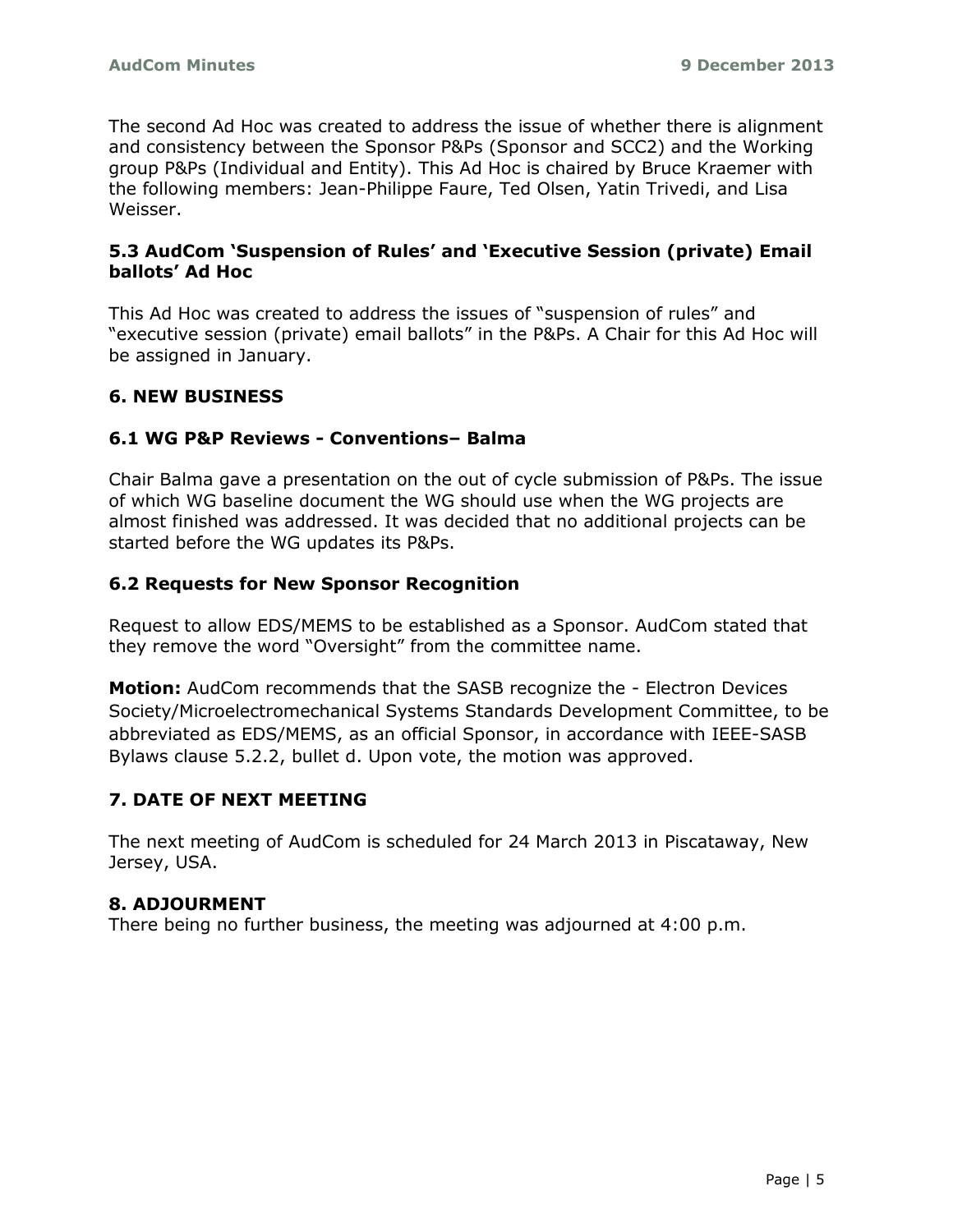The second Ad Hoc was created to address the issue of whether there is alignment and consistency between the Sponsor P&Ps (Sponsor and SCC2) and the Working group P&Ps (Individual and Entity). This Ad Hoc is chaired by Bruce Kraemer with the following members: Jean-Philippe Faure, Ted Olsen, Yatin Trivedi, and Lisa Weisser.

### 5.3 AudCom 'Suspension of Rules' and 'Executive Session (private) Email ballots' Ad Hoc

This Ad Hoc was created to address the issues of "suspension of rules" and "executive session (private) email ballots" in the P&Ps. A Chair for this Ad Hoc will be assigned in January.

## 6. NEW BUSINESS

### 6.1 WG P&P Reviews - Conventions– Balma

Chair Balma gave a presentation on the out of cycle submission of P&Ps. The issue of which WG baseline document the WG should use when the WG projects are almost finished was addressed. It was decided that no additional projects can be started before the WG updates its P&Ps.

### 6.2 Requests for New Sponsor Recognition

Request to allow EDS/MEMS to be established as a Sponsor. AudCom stated that they remove the word "Oversight" from the committee name.

**Motion:** AudCom recommends that the SASB recognize the - Electron Devices Society/Microelectromechanical Systems Standards Development Committee, to be abbreviated as EDS/MEMS, as an official Sponsor, in accordance with IEEE-SASB Bylaws clause 5.2.2, bullet d. Upon vote, the motion was approved.

## 7. DATE OF NEXT MEETING

The next meeting of AudCom is scheduled for 24 March 2013 in Piscataway, New Jersey, USA.

## 8. ADJOURMENT

There being no further business, the meeting was adjourned at 4:00 p.m.